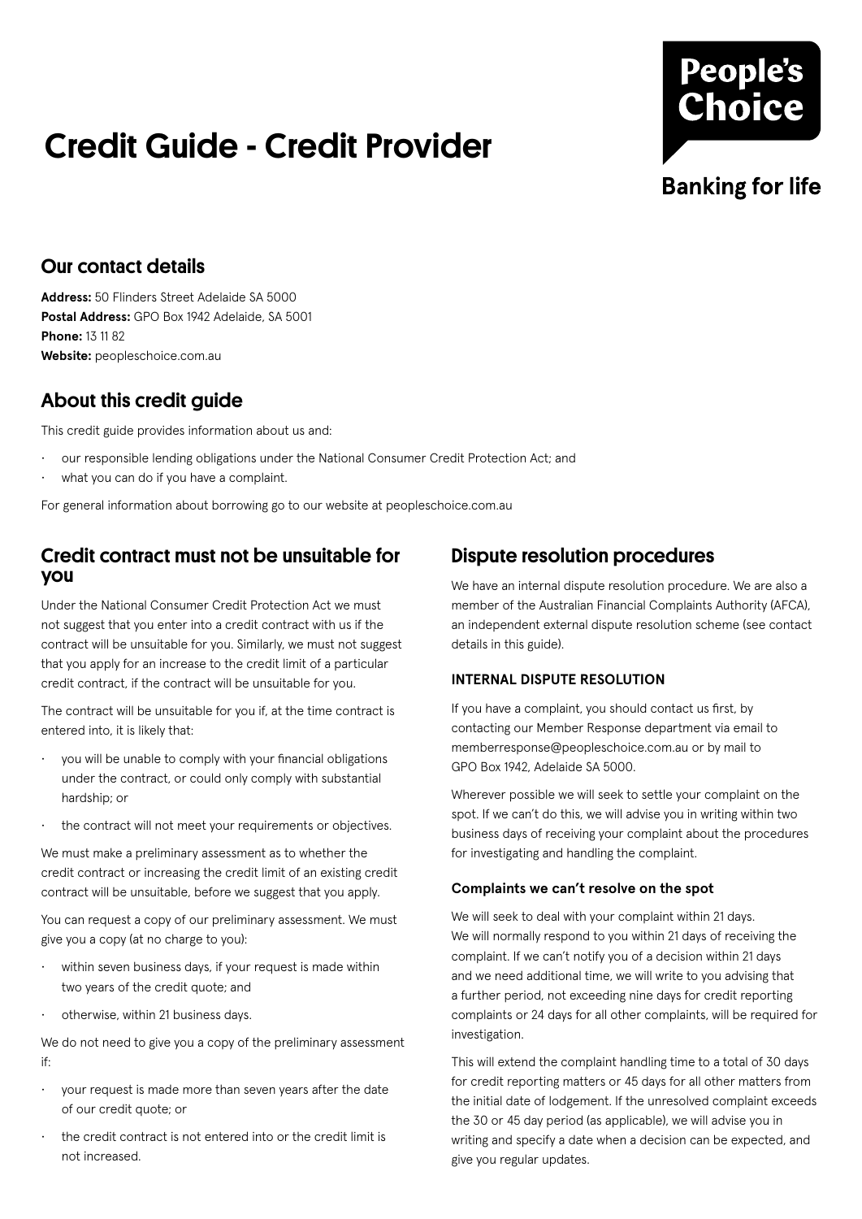# Credit Guide - Credit Provider

People's Choice

Banking for life

## Our contact details

**Address:** 50 Flinders Street Adelaide SA 5000
**Postal Address:** GPO Box 1942 Adelaide, SA 5001
**Phone:** 13 11 82
**Website:** peopleschoice.com.au

## About this credit guide

This credit guide provides information about us and:

- our responsible lending obligations under the National Consumer Credit Protection Act; and
- what you can do if you have a complaint.

For general information about borrowing go to our website at peopleschoice.com.au

## Credit contract must not be unsuitable for you

Under the National Consumer Credit Protection Act we must not suggest that you enter into a credit contract with us if the contract will be unsuitable for you. Similarly, we must not suggest that you apply for an increase to the credit limit of a particular credit contract, if the contract will be unsuitable for you.

The contract will be unsuitable for you if, at the time contract is entered into, it is likely that:

- you will be unable to comply with your financial obligations under the contract, or could only comply with substantial hardship; or
- the contract will not meet your requirements or objectives.

We must make a preliminary assessment as to whether the credit contract or increasing the credit limit of an existing credit contract will be unsuitable, before we suggest that you apply.

You can request a copy of our preliminary assessment. We must give you a copy (at no charge to you):

- within seven business days, if your request is made within two years of the credit quote; and
- otherwise, within 21 business days.

We do not need to give you a copy of the preliminary assessment if:

- your request is made more than seven years after the date of our credit quote; or
- the credit contract is not entered into or the credit limit is not increased.

## Dispute resolution procedures

We have an internal dispute resolution procedure. We are also a member of the Australian Financial Complaints Authority (AFCA), an independent external dispute resolution scheme (see contact details in this guide).

### INTERNAL DISPUTE RESOLUTION

If you have a complaint, you should contact us first, by contacting our Member Response department via email to memberresponse@peopleschoice.com.au or by mail to GPO Box 1942, Adelaide SA 5000.

Wherever possible we will seek to settle your complaint on the spot. If we can't do this, we will advise you in writing within two business days of receiving your complaint about the procedures for investigating and handling the complaint.

### Complaints we can't resolve on the spot

We will seek to deal with your complaint within 21 days. We will normally respond to you within 21 days of receiving the complaint. If we can't notify you of a decision within 21 days and we need additional time, we will write to you advising that a further period, not exceeding nine days for credit reporting complaints or 24 days for all other complaints, will be required for investigation.

This will extend the complaint handling time to a total of 30 days for credit reporting matters or 45 days for all other matters from the initial date of lodgement. If the unresolved complaint exceeds the 30 or 45 day period (as applicable), we will advise you in writing and specify a date when a decision can be expected, and give you regular updates.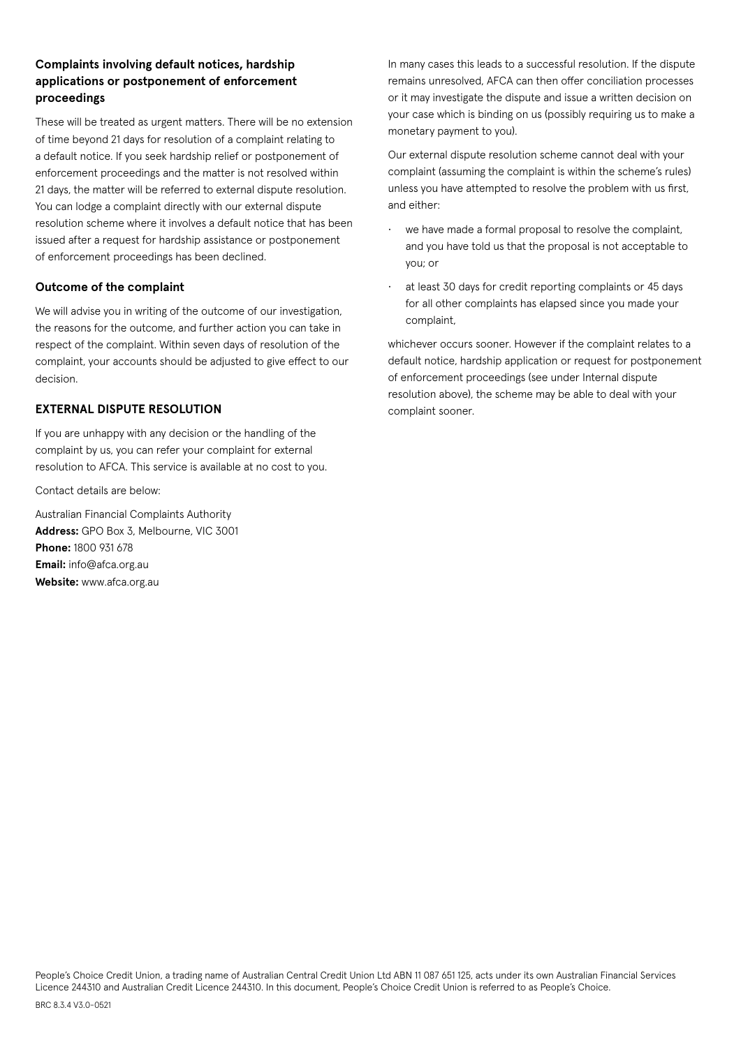### Complaints involving default notices, hardship applications or postponement of enforcement proceedings

These will be treated as urgent matters. There will be no extension of time beyond 21 days for resolution of a complaint relating to a default notice. If you seek hardship relief or postponement of enforcement proceedings and the matter is not resolved within 21 days, the matter will be referred to external dispute resolution. You can lodge a complaint directly with our external dispute resolution scheme where it involves a default notice that has been issued after a request for hardship assistance or postponement of enforcement proceedings has been declined.

### Outcome of the complaint

We will advise you in writing of the outcome of our investigation, the reasons for the outcome, and further action you can take in respect of the complaint. Within seven days of resolution of the complaint, your accounts should be adjusted to give effect to our decision.

## EXTERNAL DISPUTE RESOLUTION

If you are unhappy with any decision or the handling of the complaint by us, you can refer your complaint for external resolution to AFCA. This service is available at no cost to you.

Contact details are below:

Australian Financial Complaints Authority
**Address:** GPO Box 3, Melbourne, VIC 3001
**Phone:** 1800 931 678
**Email:** info@afca.org.au
**Website:** www.afca.org.au

In many cases this leads to a successful resolution. If the dispute remains unresolved, AFCA can then offer conciliation processes or it may investigate the dispute and issue a written decision on your case which is binding on us (possibly requiring us to make a monetary payment to you).

Our external dispute resolution scheme cannot deal with your complaint (assuming the complaint is within the scheme's rules) unless you have attempted to resolve the problem with us first, and either:

- we have made a formal proposal to resolve the complaint, and you have told us that the proposal is not acceptable to you; or
- at least 30 days for credit reporting complaints or 45 days for all other complaints has elapsed since you made your complaint,

whichever occurs sooner. However if the complaint relates to a default notice, hardship application or request for postponement of enforcement proceedings (see under Internal dispute resolution above), the scheme may be able to deal with your complaint sooner.

People's Choice Credit Union, a trading name of Australian Central Credit Union Ltd ABN 11 087 651 125, acts under its own Australian Financial Services Licence 244310 and Australian Credit Licence 244310. In this document, People's Choice Credit Union is referred to as People's Choice.

BRC 8.3.4 V3.0-0521